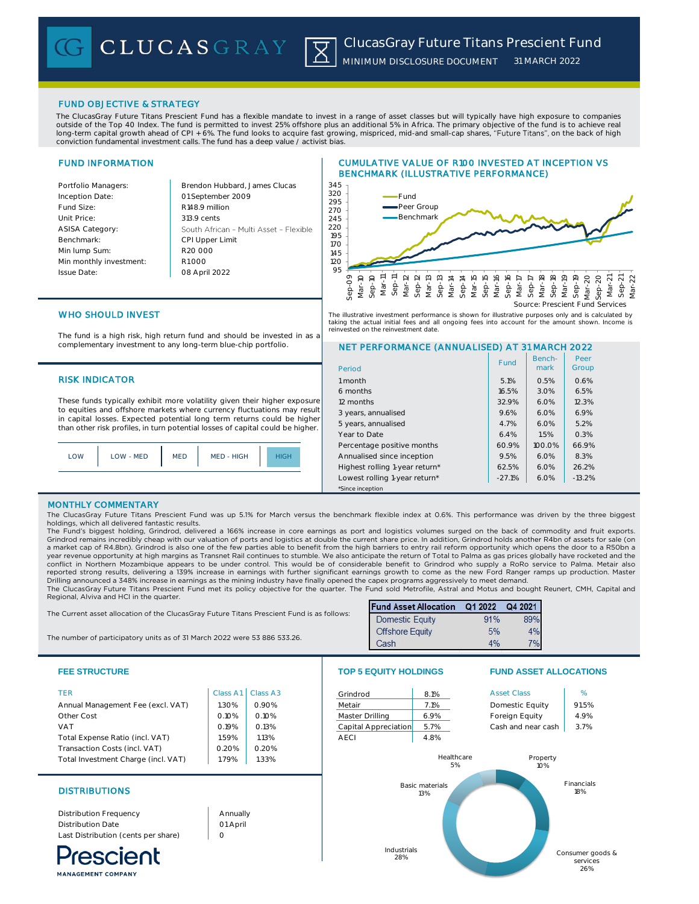# ClucasGray Future Titans Prescient Fund

MINIMUM DISCLOSURE DOCUMENT 31 MARCH 2022

## FUND OBJECTIVE & STRATEGY

The ClucasGray Future Titans Prescient Fund has a flexible mandate to invest in a range of asset classes but will typically have high exposure to companies outside of the Top 40 Index. The fund is permitted to invest 25% offshore plus an additional 5% in Africa. The primary objective of the fund is to achieve real long-term capital growth ahead of CPI + 6%. The fund looks to acquire fast growing, mispriced, mid-and small-cap shares, "Future Titans", on the back of high conviction fundamental investment calls. The fund has a deep value / activist bias.

## FUND INFORMATION

| | |
|---|---|
| Portfolio Managers: | Brendon Hubbard, James Clucas |
| Inception Date: | 01 September 2009 |
| Fund Size: | R148.9 million |
| Unit Price: | 313.9 cents |
| ASISA Category: | South African – Multi Asset – Flexible |
| Benchmark: | CPI Upper Limit |
| Min lump Sum: | R20 000 |
| Min monthly investment: | R1000 |
| Issue Date: | 08 April 2022 |

## CUMULATIVE VALUE OF R100 INVESTED AT INCEPTION VS BENCHMARK (ILLUSTRATIVE PERFORMANCE)

Source: Prescient Fund Services

The illustrative investment performance is shown for illustrative purposes only and is calculated by taking the actual initial fees and all ongoing fees into account for the amount shown. Income is reinvested on the reinvestment date.

## WHO SHOULD INVEST

The fund is a high risk, high return fund and should be invested in as a complementary investment to any long-term blue-chip portfolio.

## RISK INDICATOR

These funds typically exhibit more volatility given their higher exposure to equities and offshore markets where currency fluctuations may result in capital losses. Expected potential long term returns could be higher than other risk profiles, in turn potential losses of capital could be higher.

LOW | LOW - MED | MED | MED - HIGH | **HIGH**

## NET PERFORMANCE (ANNUALISED) AT 31 MARCH 2022

| Period | Fund | Benchmark | Peer Group |
|---|---|---|---|
| 1 month | 5.1% | 0.5% | 0.6% |
| 6 months | 16.5% | 3.0% | 6.5% |
| 12 months | 32.9% | 6.0% | 12.3% |
| 3 years, annualised | 9.6% | 6.0% | 6.9% |
| 5 years, annualised | 4.7% | 6.0% | 5.2% |
| Year to Date | 6.4% | 1.5% | 0.3% |
| Percentage positive months | 60.9% | 100.0% | 66.9% |
| Annualised since inception | 9.5% | 6.0% | 8.3% |
| Highest rolling 1-year return* | 62.5% | 6.0% | 26.2% |
| Lowest rolling 1-year return* | -27.1% | 6.0% | -13.2% |

*Since inception

## MONTHLY COMMENTARY

The ClucasGray Future Titans Prescient Fund was up 5.1% for March versus the benchmark flexible index at 0.6%. This performance was driven by the three biggest holdings, which all delivered fantastic results.

The Fund's biggest holding, Grindrod, delivered a 166% increase in core earnings as port and logistics volumes surged on the back of commodity and fruit exports. Grindrod remains incredibly cheap with our valuation of ports and logistics at double the current share price. In addition, Grindrod holds another R4bn of assets for sale (on a market cap of R4.8bn). Grindrod is also one of the few parties able to benefit from the high barriers to entry rail reform opportunity which opens the door to a R50bn a year revenue opportunity at high margins as Transnet Rail continues to stumble. We also anticipate the return of Total to Palma as gas prices globally have rocketed and the conflict in Northern Mozambique appears to be under control. This would be of considerable benefit to Grindrod who supply a RoRo service to Palma. Metair also reported strong results, delivering a 139% increase in earnings with further significant earnings growth to come as the new Ford Ranger ramps up production. Master Drilling announced a 348% increase in earnings as the mining industry have finally opened the capex programs aggressively to meet demand.

The ClucasGray Future Titans Prescient Fund met its policy objective for the quarter. The Fund sold Metrofile, Astral and Motus and bought Reunert, CMH, Capital and Regional, Alviva and HCI in the quarter.

The Current asset allocation of the ClucasGray Future Titans Prescient Fund is as follows:

| Fund Asset Allocation | Q1 2022 | Q4 2021 |
|---|---|---|
| Domestic Equity | 91% | 89% |
| Offshore Equity | 5% | 4% |
| Cash | 4% | 7% |

The number of participatory units as of 31 March 2022 were 53 886 533.26.

## FEE STRUCTURE

| TER | Class A1 | Class A3 |
|---|---|---|
| Annual Management Fee (excl. VAT) | 1.30% | 0.90% |
| Other Cost | 0.10% | 0.10% |
| VAT | 0.19% | 0.13% |
| Total Expense Ratio (incl. VAT) | 1.59% | 1.13% |
| Transaction Costs (incl. VAT) | 0.20% | 0.20% |
| Total Investment Charge (incl. VAT) | 1.79% | 1.33% |

## DISTRIBUTIONS

| | |
|---|---|
| Distribution Frequency | Annually |
| Distribution Date | 01 April |
| Last Distribution (cents per share) | 0 |

Prescient MANAGEMENT COMPANY

## TOP 5 EQUITY HOLDINGS

| | |
|---|---|
| Grindrod | 8.1% |
| Metair | 7.1% |
| Master Drilling | 6.9% |
| Capital Appreciation | 5.7% |
| AECI | 4.8% |

## FUND ASSET ALLOCATIONS

| Asset Class | % |
|---|---|
| Domestic Equity | 91.5% |
| Foreign Equity | 4.9% |
| Cash and near cash | 3.7% |

Healthcare 5%, Property 10%, Financials 18%, Consumer goods & services 26%, Industrials 28%, Basic materials 13%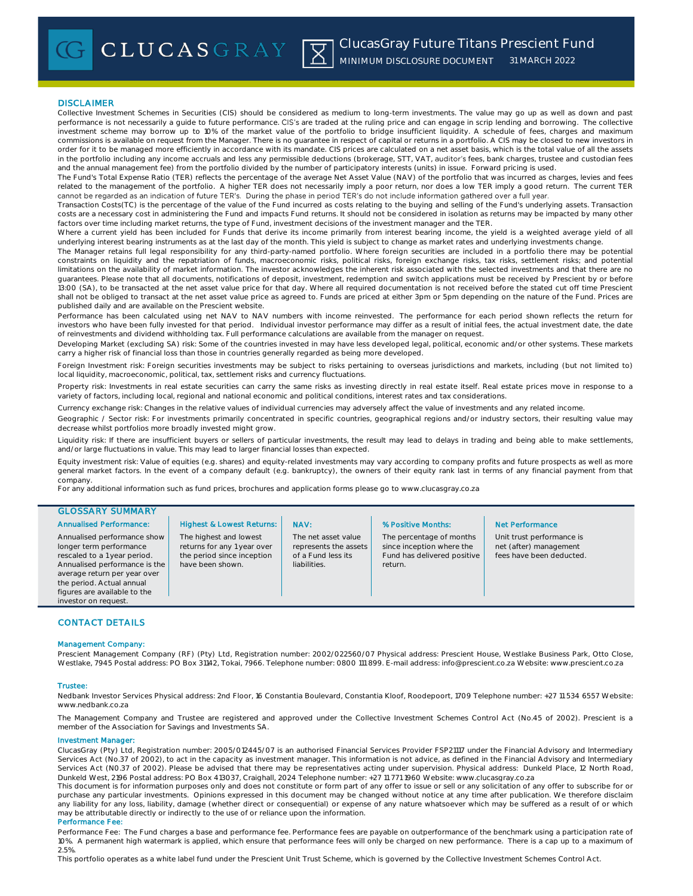# ClucasGray Future Titans Prescient Fund

MINIMUM DISCLOSURE DOCUMENT 31 MARCH 2022

## DISCLAIMER

Collective Investment Schemes in Securities (CIS) should be considered as medium to long-term investments. The value may go up as well as down and past performance is not necessarily a guide to future performance. CIS's are traded at the ruling price and can engage in scrip lending and borrowing. The collective investment scheme may borrow up to 10% of the market value of the portfolio to bridge insufficient liquidity. A schedule of fees, charges and maximum commissions is available on request from the Manager. There is no guarantee in respect of capital or returns in a portfolio. A CIS may be closed to new investors in order for it to be managed more efficiently in accordance with its mandate. CIS prices are calculated on a net asset basis, which is the total value of all the assets in the portfolio including any income accruals and less any permissible deductions (brokerage, STT, VAT, auditor's fees, bank charges, trustee and custodian fees and the annual management fee) from the portfolio divided by the number of participatory interests (units) in issue. Forward pricing is used.

The Fund's Total Expense Ratio (TER) reflects the percentage of the average Net Asset Value (NAV) of the portfolio that was incurred as charges, levies and fees related to the management of the portfolio. A higher TER does not necessarily imply a poor return, nor does a low TER imply a good return. The current TER cannot be regarded as an indication of future TER's. During the phase in period TER's do not include information gathered over a full year.

Transaction Costs(TC) is the percentage of the value of the Fund incurred as costs relating to the buying and selling of the Fund's underlying assets. Transaction costs are a necessary cost in administering the Fund and impacts Fund returns. It should not be considered in isolation as returns may be impacted by many other factors over time including market returns, the type of Fund, investment decisions of the investment manager and the TER.

Where a current yield has been included for Funds that derive its income primarily from interest bearing income, the yield is a weighted average yield of all underlying interest bearing instruments as at the last day of the month. This yield is subject to change as market rates and underlying investments change.

The Manager retains full legal responsibility for any third-party-named portfolio. Where foreign securities are included in a portfolio there may be potential constraints on liquidity and the repatriation of funds, macroeconomic risks, political risks, foreign exchange risks, tax risks, settlement risks; and potential limitations on the availability of market information. The investor acknowledges the inherent risk associated with the selected investments and that there are no guarantees. Please note that all documents, notifications of deposit, investment, redemption and switch applications must be received by Prescient by or before 13:00 (SA), to be transacted at the net asset value price for that day. Where all required documentation is not received before the stated cut off time Prescient shall not be obliged to transact at the net asset value price as agreed to. Funds are priced at either 3pm or 5pm depending on the nature of the Fund. Prices are published daily and are available on the Prescient website.

Performance has been calculated using net NAV to NAV numbers with income reinvested. The performance for each period shown reflects the return for investors who have been fully invested for that period. Individual investor performance may differ as a result of initial fees, the actual investment date, the date of reinvestments and dividend withholding tax. Full performance calculations are available from the manager on request.

Developing Market (excluding SA) risk: Some of the countries invested in may have less developed legal, political, economic and/or other systems. These markets carry a higher risk of financial loss than those in countries generally regarded as being more developed.

Foreign Investment risk: Foreign securities investments may be subject to risks pertaining to overseas jurisdictions and markets, including (but not limited to) local liquidity, macroeconomic, political, tax, settlement risks and currency fluctuations.

Property risk: Investments in real estate securities can carry the same risks as investing directly in real estate itself. Real estate prices move in response to a variety of factors, including local, regional and national economic and political conditions, interest rates and tax considerations.

Currency exchange risk: Changes in the relative values of individual currencies may adversely affect the value of investments and any related income.

Geographic / Sector risk: For investments primarily concentrated in specific countries, geographical regions and/or industry sectors, their resulting value may decrease whilst portfolios more broadly invested might grow.

Liquidity risk: If there are insufficient buyers or sellers of particular investments, the result may lead to delays in trading and being able to make settlements, and/or large fluctuations in value. This may lead to larger financial losses than expected.

Equity investment risk: Value of equities (e.g. shares) and equity-related investments may vary according to company profits and future prospects as well as more general market factors. In the event of a company default (e.g. bankruptcy), the owners of their equity rank last in terms of any financial payment from that company.

For any additional information such as fund prices, brochures and application forms please go to www.clucasgray.co.za

## GLOSSARY SUMMARY

**Annualised Performance:** Annualised performance show longer term performance rescaled to a 1 year period. Annualised performance is the average return per year over the period. Actual annual figures are available to the investor on request.

**Highest & Lowest Returns:** The highest and lowest returns for any 1 year over the period since inception have been shown.

**NAV:** The net asset value represents the assets of a Fund less its liabilities.

**% Positive Months:** The percentage of months since inception where the Fund has delivered positive return.

**Net Performance:** Unit trust performance is net (after) management fees have been deducted.

## CONTACT DETAILS

### Management Company:

Prescient Management Company (RF) (Pty) Ltd, Registration number: 2002/022560/07 Physical address: Prescient House, Westlake Business Park, Otto Close, Westlake, 7945 Postal address: PO Box 31142, Tokai, 7966. Telephone number: 0800 111 899. E-mail address: info@prescient.co.za Website: www.prescient.co.za

### Trustee:

Nedbank Investor Services Physical address: 2nd Floor, 16 Constantia Boulevard, Constantia Kloof, Roodepoort, 1709 Telephone number: +27 11 534 6557 Website: www.nedbank.co.za

The Management Company and Trustee are registered and approved under the Collective Investment Schemes Control Act (No.45 of 2002). Prescient is a member of the Association for Savings and Investments SA.

### Investment Manager:

ClucasGray (Pty) Ltd, Registration number: 2005/012445/07 is an authorised Financial Services Provider FSP21117 under the Financial Advisory and Intermediary Services Act (No.37 of 2002), to act in the capacity as investment manager. This information is not advice, as defined in the Financial Advisory and Intermediary Services Act (N0.37 of 2002). Please be advised that there may be representatives acting under supervision. Physical address: Dunkeld Place, 12 North Road, Dunkeld West, 2196 Postal address: PO Box 413037, Craighall, 2024 Telephone number: +27 11 771 1960 Website: www.clucasgray.co.za

This document is for information purposes only and does not constitute or form part of any offer to issue or sell or any solicitation of any offer to subscribe for or purchase any particular investments. Opinions expressed in this document may be changed without notice at any time after publication. We therefore disclaim any liability for any loss, liability, damage (whether direct or consequential) or expense of any nature whatsoever which may be suffered as a result of or which may be attributable directly or indirectly to the use of or reliance upon the information.

### Performance Fee:

Performance Fee: The Fund charges a base and performance fee. Performance fees are payable on outperformance of the benchmark using a participation rate of 10%. A permanent high watermark is applied, which ensure that performance fees will only be charged on new performance. There is a cap up to a maximum of 2.5%.

This portfolio operates as a white label fund under the Prescient Unit Trust Scheme, which is governed by the Collective Investment Schemes Control Act.